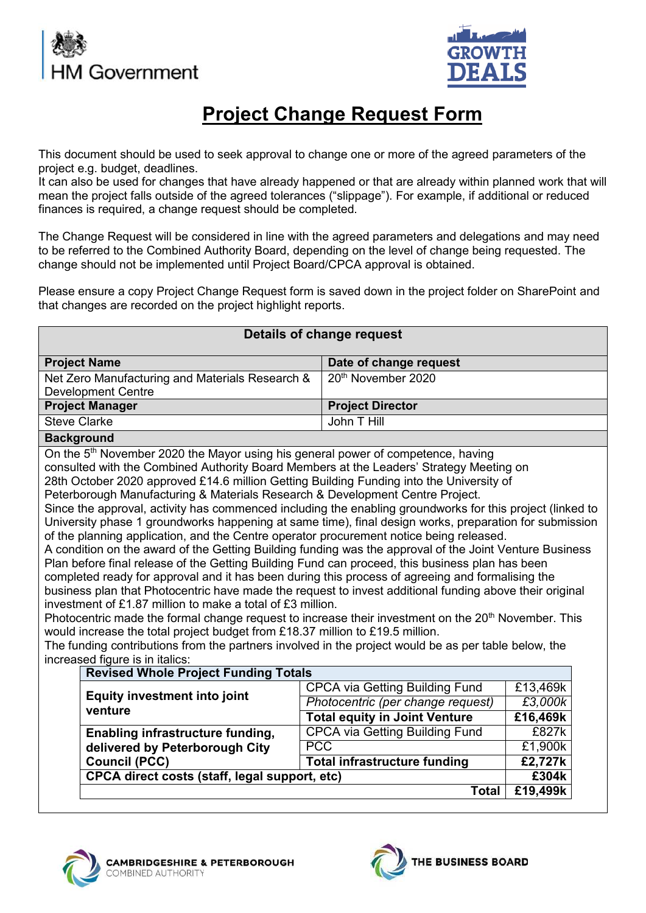# Project Change Request Form

This document should be used to seek approval to change one or more of the agreed parameters of the project e.g. budget, deadlines.
It can also be used for changes that have already happened or that are already within planned work that will mean the project falls outside of the agreed tolerances ("slippage"). For example, if additional or reduced finances is required, a change request should be completed.

The Change Request will be considered in line with the agreed parameters and delegations and may need to be referred to the Combined Authority Board, depending on the level of change being requested. The change should not be implemented until Project Board/CPCA approval is obtained.

Please ensure a copy Project Change Request form is saved down in the project folder on SharePoint and that changes are recorded on the project highlight reports.

| Details of change request | |
|---|---|
| **Project Name** | **Date of change request** |
| Net Zero Manufacturing and Materials Research & Development Centre | 20th November 2020 |
| **Project Manager** | **Project Director** |
| Steve Clarke | John T Hill |

**Background**

On the 5th November 2020 the Mayor using his general power of competence, having consulted with the Combined Authority Board Members at the Leaders' Strategy Meeting on 28th October 2020 approved £14.6 million Getting Building Funding into the University of Peterborough Manufacturing & Materials Research & Development Centre Project.
Since the approval, activity has commenced including the enabling groundworks for this project (linked to University phase 1 groundworks happening at same time), final design works, preparation for submission of the planning application, and the Centre operator procurement notice being released.
A condition on the award of the Getting Building funding was the approval of the Joint Venture Business Plan before final release of the Getting Building Fund can proceed, this business plan has been completed ready for approval and it has been during this process of agreeing and formalising the business plan that Photocentric have made the request to invest additional funding above their original investment of £1.87 million to make a total of £3 million.
Photocentric made the formal change request to increase their investment on the 20th November. This would increase the total project budget from £18.37 million to £19.5 million.
The funding contributions from the partners involved in the project would be as per table below, the increased figure is in italics:

| Revised Whole Project Funding Totals | | |
|---|---|---|
| **Equity investment into joint venture** | CPCA via Getting Building Fund | £13,469k |
| | *Photocentric (per change request)* | *£3,000k* |
| | **Total equity in Joint Venture** | **£16,469k** |
| **Enabling infrastructure funding, delivered by Peterborough City Council (PCC)** | CPCA via Getting Building Fund | £827k |
| | PCC | £1,900k |
| | **Total infrastructure funding** | **£2,727k** |
| **CPCA direct costs (staff, legal support, etc)** | | **£304k** |
| | **Total** | **£19,499k** |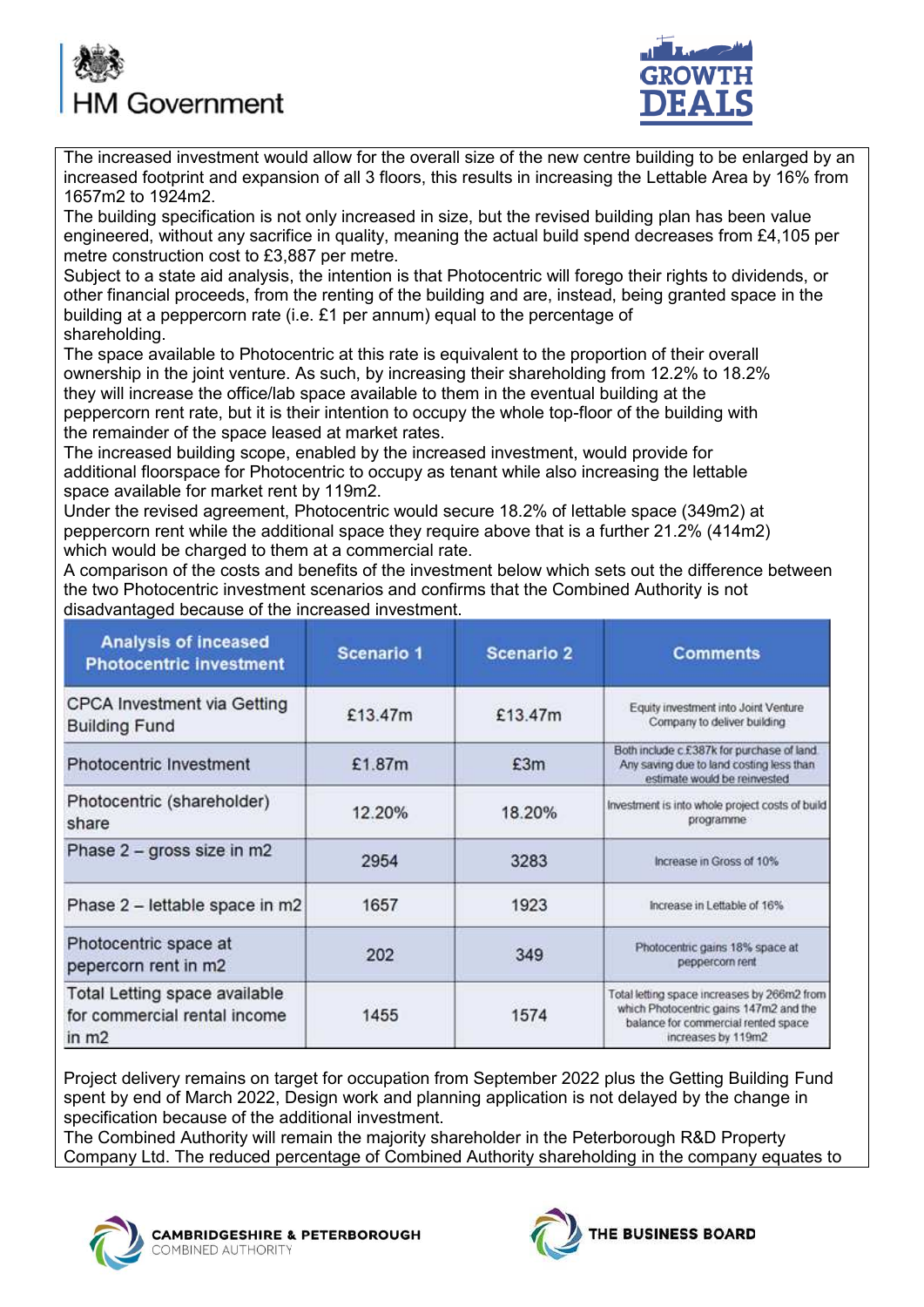The increased investment would allow for the overall size of the new centre building to be enlarged by an increased footprint and expansion of all 3 floors, this results in increasing the Lettable Area by 16% from 1657m2 to 1924m2.

The building specification is not only increased in size, but the revised building plan has been value engineered, without any sacrifice in quality, meaning the actual build spend decreases from £4,105 per metre construction cost to £3,887 per metre.

Subject to a state aid analysis, the intention is that Photocentric will forego their rights to dividends, or other financial proceeds, from the renting of the building and are, instead, being granted space in the building at a peppercorn rate (i.e. £1 per annum) equal to the percentage of shareholding.

The space available to Photocentric at this rate is equivalent to the proportion of their overall ownership in the joint venture. As such, by increasing their shareholding from 12.2% to 18.2% they will increase the office/lab space available to them in the eventual building at the peppercorn rent rate, but it is their intention to occupy the whole top-floor of the building with the remainder of the space leased at market rates.

The increased building scope, enabled by the increased investment, would provide for additional floorspace for Photocentric to occupy as tenant while also increasing the lettable space available for market rent by 119m2.

Under the revised agreement, Photocentric would secure 18.2% of lettable space (349m2) at peppercorn rent while the additional space they require above that is a further 21.2% (414m2) which would be charged to them at a commercial rate.

A comparison of the costs and benefits of the investment below which sets out the difference between the two Photocentric investment scenarios and confirms that the Combined Authority is not disadvantaged because of the increased investment.

| Analysis of inceased Photocentric investment | Scenario 1 | Scenario 2 | Comments |
|---|---|---|---|
| CPCA Investment via Getting Building Fund | £13.47m | £13.47m | Equity investment into Joint Venture Company to deliver building |
| Photocentric Investment | £1.87m | £3m | Both include c.£387k for purchase of land. Any saving due to land costing less than estimate would be reinvested |
| Photocentric (shareholder) share | 12.20% | 18.20% | Investment is into whole project costs of build programme |
| Phase 2 – gross size in m2 | 2954 | 3283 | Increase in Gross of 10% |
| Phase 2 – lettable space in m2 | 1657 | 1923 | Increase in Lettable of 16% |
| Photocentric space at pepercorn rent in m2 | 202 | 349 | Photocentric gains 18% space at peppercorn rent |
| Total Letting space available for commercial rental income in m2 | 1455 | 1574 | Total letting space increases by 266m2 from which Photocentric gains 147m2 and the balance for commercial rented space increases by 119m2 |

Project delivery remains on target for occupation from September 2022 plus the Getting Building Fund spent by end of March 2022, Design work and planning application is not delayed by the change in specification because of the additional investment.

The Combined Authority will remain the majority shareholder in the Peterborough R&D Property Company Ltd. The reduced percentage of Combined Authority shareholding in the company equates to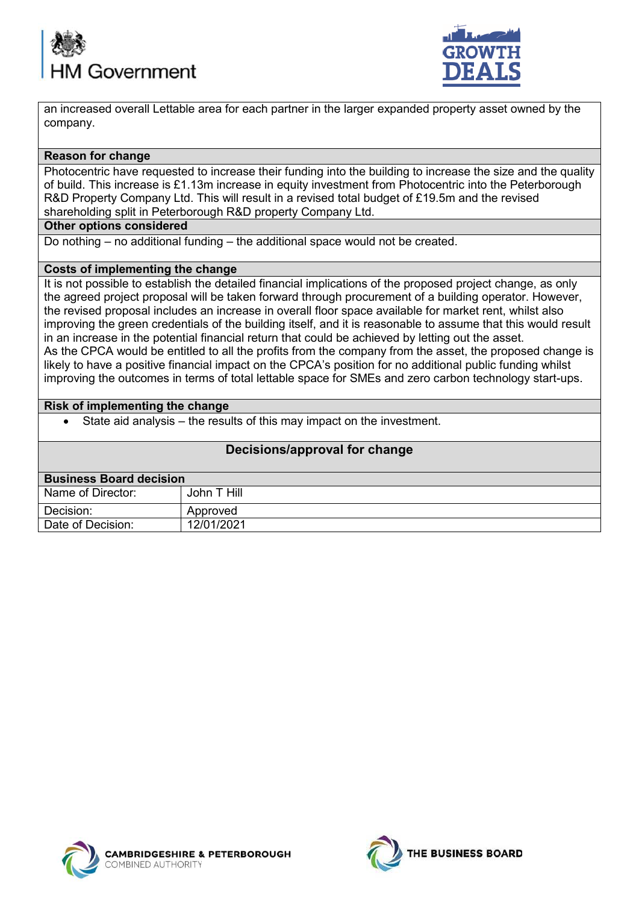an increased overall Lettable area for each partner in the larger expanded property asset owned by the company.

**Reason for change**

Photocentric have requested to increase their funding into the building to increase the size and the quality of build. This increase is £1.13m increase in equity investment from Photocentric into the Peterborough R&D Property Company Ltd. This will result in a revised total budget of £19.5m and the revised shareholding split in Peterborough R&D property Company Ltd.

**Other options considered**

Do nothing – no additional funding – the additional space would not be created.

**Costs of implementing the change**

It is not possible to establish the detailed financial implications of the proposed project change, as only the agreed project proposal will be taken forward through procurement of a building operator. However, the revised proposal includes an increase in overall floor space available for market rent, whilst also improving the green credentials of the building itself, and it is reasonable to assume that this would result in an increase in the potential financial return that could be achieved by letting out the asset.
As the CPCA would be entitled to all the profits from the company from the asset, the proposed change is likely to have a positive financial impact on the CPCA's position for no additional public funding whilst improving the outcomes in terms of total lettable space for SMEs and zero carbon technology start-ups.

**Risk of implementing the change**

- State aid analysis – the results of this may impact on the investment.

**Decisions/approval for change**

**Business Board decision**

| | |
|---|---|
| Name of Director: | John T Hill |
| Decision: | Approved |
| Date of Decision: | 12/01/2021 |